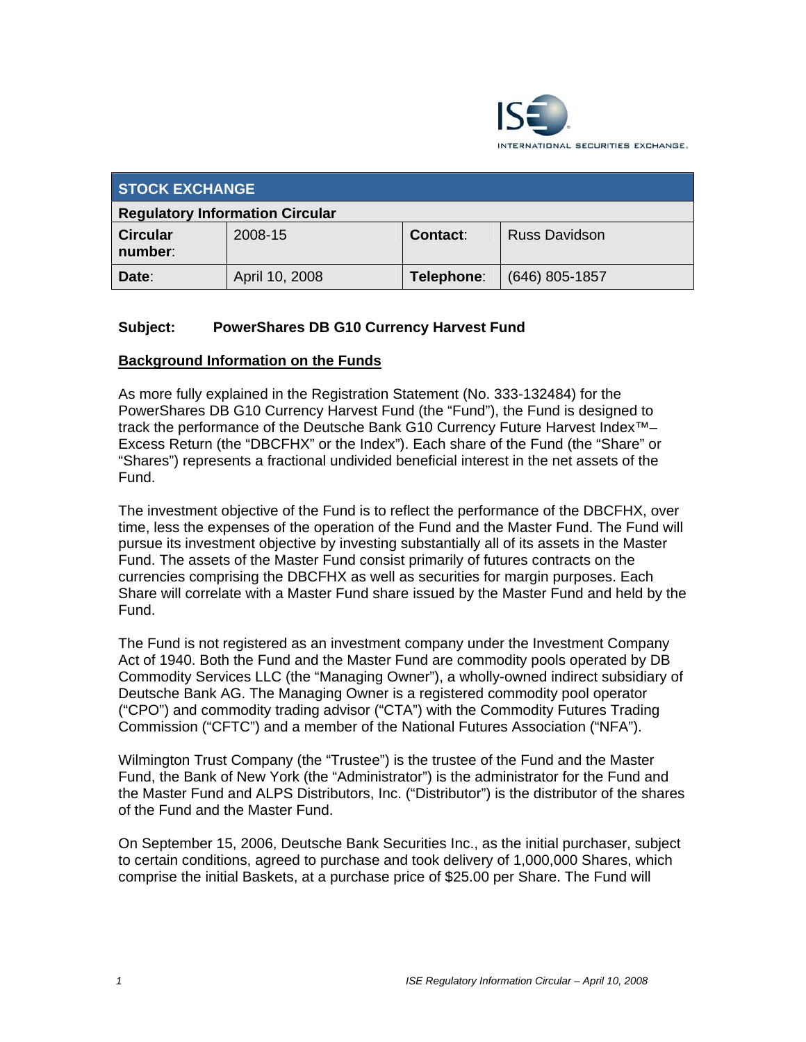| STOCK EXCHANGE | | | |
|---|---|---|---|
| **Regulatory Information Circular** | | | |
| **Circular number**: | 2008-15 | **Contact**: | Russ Davidson |
| **Date**: | April 10, 2008 | **Telephone**: | (646) 805-1857 |

**Subject: PowerShares DB G10 Currency Harvest Fund**

**Background Information on the Funds**

As more fully explained in the Registration Statement (No. 333-132484) for the PowerShares DB G10 Currency Harvest Fund (the "Fund"), the Fund is designed to track the performance of the Deutsche Bank G10 Currency Future Harvest Index™– Excess Return (the "DBCFHX" or the Index"). Each share of the Fund (the "Share" or "Shares") represents a fractional undivided beneficial interest in the net assets of the Fund.

The investment objective of the Fund is to reflect the performance of the DBCFHX, over time, less the expenses of the operation of the Fund and the Master Fund. The Fund will pursue its investment objective by investing substantially all of its assets in the Master Fund. The assets of the Master Fund consist primarily of futures contracts on the currencies comprising the DBCFHX as well as securities for margin purposes. Each Share will correlate with a Master Fund share issued by the Master Fund and held by the Fund.

The Fund is not registered as an investment company under the Investment Company Act of 1940. Both the Fund and the Master Fund are commodity pools operated by DB Commodity Services LLC (the "Managing Owner"), a wholly-owned indirect subsidiary of Deutsche Bank AG. The Managing Owner is a registered commodity pool operator ("CPO") and commodity trading advisor ("CTA") with the Commodity Futures Trading Commission ("CFTC") and a member of the National Futures Association ("NFA").

Wilmington Trust Company (the "Trustee") is the trustee of the Fund and the Master Fund, the Bank of New York (the "Administrator") is the administrator for the Fund and the Master Fund and ALPS Distributors, Inc. ("Distributor") is the distributor of the shares of the Fund and the Master Fund.

On September 15, 2006, Deutsche Bank Securities Inc., as the initial purchaser, subject to certain conditions, agreed to purchase and took delivery of 1,000,000 Shares, which comprise the initial Baskets, at a purchase price of $25.00 per Share. The Fund will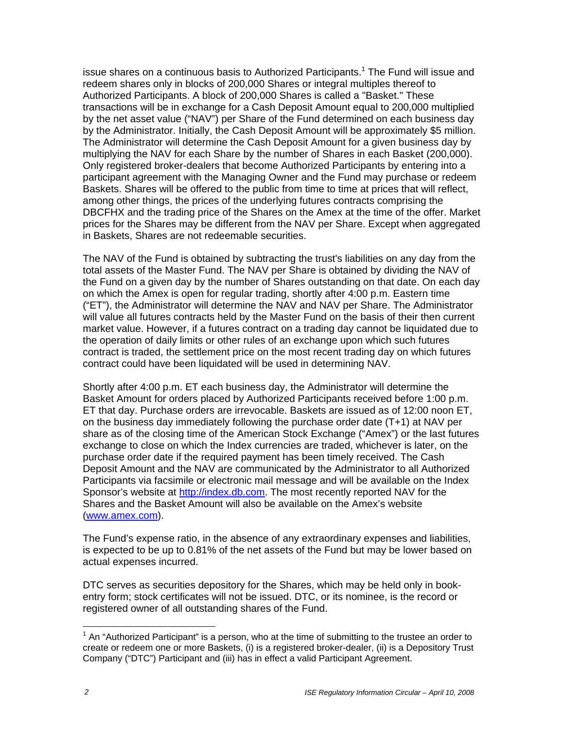issue shares on a continuous basis to Authorized Participants.[1] The Fund will issue and redeem shares only in blocks of 200,000 Shares or integral multiples thereof to Authorized Participants. A block of 200,000 Shares is called a "Basket." These transactions will be in exchange for a Cash Deposit Amount equal to 200,000 multiplied by the net asset value ("NAV") per Share of the Fund determined on each business day by the Administrator. Initially, the Cash Deposit Amount will be approximately $5 million. The Administrator will determine the Cash Deposit Amount for a given business day by multiplying the NAV for each Share by the number of Shares in each Basket (200,000). Only registered broker-dealers that become Authorized Participants by entering into a participant agreement with the Managing Owner and the Fund may purchase or redeem Baskets. Shares will be offered to the public from time to time at prices that will reflect, among other things, the prices of the underlying futures contracts comprising the DBCFHX and the trading price of the Shares on the Amex at the time of the offer. Market prices for the Shares may be different from the NAV per Share. Except when aggregated in Baskets, Shares are not redeemable securities.

The NAV of the Fund is obtained by subtracting the trust's liabilities on any day from the total assets of the Master Fund. The NAV per Share is obtained by dividing the NAV of the Fund on a given day by the number of Shares outstanding on that date. On each day on which the Amex is open for regular trading, shortly after 4:00 p.m. Eastern time ("ET"), the Administrator will determine the NAV and NAV per Share. The Administrator will value all futures contracts held by the Master Fund on the basis of their then current market value. However, if a futures contract on a trading day cannot be liquidated due to the operation of daily limits or other rules of an exchange upon which such futures contract is traded, the settlement price on the most recent trading day on which futures contract could have been liquidated will be used in determining NAV.

Shortly after 4:00 p.m. ET each business day, the Administrator will determine the Basket Amount for orders placed by Authorized Participants received before 1:00 p.m. ET that day. Purchase orders are irrevocable. Baskets are issued as of 12:00 noon ET, on the business day immediately following the purchase order date (T+1) at NAV per share as of the closing time of the American Stock Exchange ("Amex") or the last futures exchange to close on which the Index currencies are traded, whichever is later, on the purchase order date if the required payment has been timely received. The Cash Deposit Amount and the NAV are communicated by the Administrator to all Authorized Participants via facsimile or electronic mail message and will be available on the Index Sponsor's website at http://index.db.com. The most recently reported NAV for the Shares and the Basket Amount will also be available on the Amex's website (www.amex.com).

The Fund's expense ratio, in the absence of any extraordinary expenses and liabilities, is expected to be up to 0.81% of the net assets of the Fund but may be lower based on actual expenses incurred.

DTC serves as securities depository for the Shares, which may be held only in book-entry form; stock certificates will not be issued. DTC, or its nominee, is the record or registered owner of all outstanding shares of the Fund.

[1] An "Authorized Participant" is a person, who at the time of submitting to the trustee an order to create or redeem one or more Baskets, (i) is a registered broker-dealer, (ii) is a Depository Trust Company ("DTC") Participant and (iii) has in effect a valid Participant Agreement.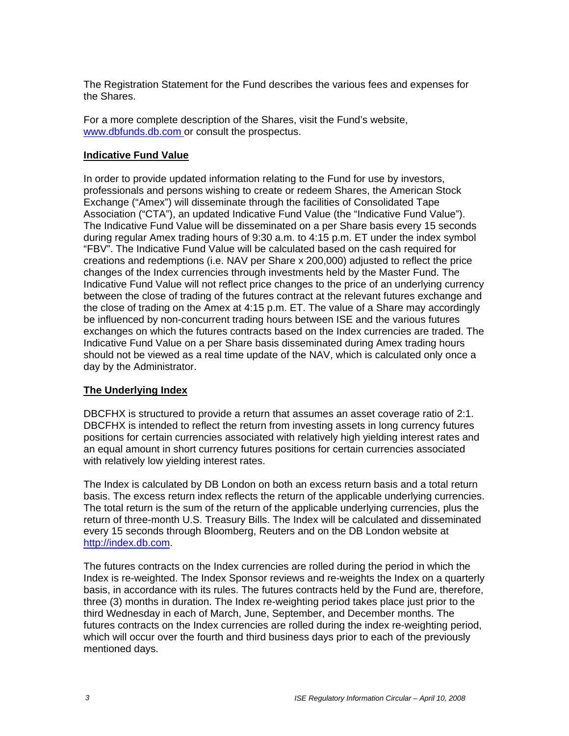The Registration Statement for the Fund describes the various fees and expenses for the Shares.

For a more complete description of the Shares, visit the Fund's website, [www.dbfunds.db.com](http://www.dbfunds.db.com) or consult the prospectus.

**Indicative Fund Value**

In order to provide updated information relating to the Fund for use by investors, professionals and persons wishing to create or redeem Shares, the American Stock Exchange ("Amex") will disseminate through the facilities of Consolidated Tape Association ("CTA"), an updated Indicative Fund Value (the "Indicative Fund Value"). The Indicative Fund Value will be disseminated on a per Share basis every 15 seconds during regular Amex trading hours of 9:30 a.m. to 4:15 p.m. ET under the index symbol "FBV". The Indicative Fund Value will be calculated based on the cash required for creations and redemptions (i.e. NAV per Share x 200,000) adjusted to reflect the price changes of the Index currencies through investments held by the Master Fund. The Indicative Fund Value will not reflect price changes to the price of an underlying currency between the close of trading of the futures contract at the relevant futures exchange and the close of trading on the Amex at 4:15 p.m. ET. The value of a Share may accordingly be influenced by non-concurrent trading hours between ISE and the various futures exchanges on which the futures contracts based on the Index currencies are traded. The Indicative Fund Value on a per Share basis disseminated during Amex trading hours should not be viewed as a real time update of the NAV, which is calculated only once a day by the Administrator.

**The Underlying Index**

DBCFHX is structured to provide a return that assumes an asset coverage ratio of 2:1. DBCFHX is intended to reflect the return from investing assets in long currency futures positions for certain currencies associated with relatively high yielding interest rates and an equal amount in short currency futures positions for certain currencies associated with relatively low yielding interest rates.

The Index is calculated by DB London on both an excess return basis and a total return basis. The excess return index reflects the return of the applicable underlying currencies. The total return is the sum of the return of the applicable underlying currencies, plus the return of three-month U.S. Treasury Bills. The Index will be calculated and disseminated every 15 seconds through Bloomberg, Reuters and on the DB London website at [http://index.db.com](http://index.db.com).

The futures contracts on the Index currencies are rolled during the period in which the Index is re-weighted. The Index Sponsor reviews and re-weights the Index on a quarterly basis, in accordance with its rules. The futures contracts held by the Fund are, therefore, three (3) months in duration. The Index re-weighting period takes place just prior to the third Wednesday in each of March, June, September, and December months. The futures contracts on the Index currencies are rolled during the index re-weighting period, which will occur over the fourth and third business days prior to each of the previously mentioned days.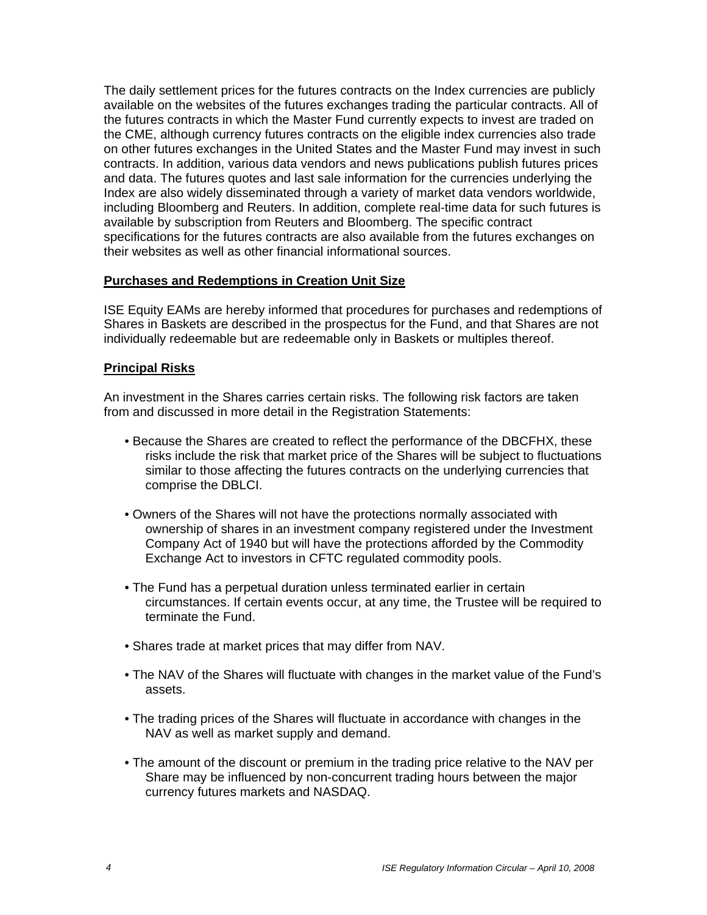The daily settlement prices for the futures contracts on the Index currencies are publicly available on the websites of the futures exchanges trading the particular contracts. All of the futures contracts in which the Master Fund currently expects to invest are traded on the CME, although currency futures contracts on the eligible index currencies also trade on other futures exchanges in the United States and the Master Fund may invest in such contracts. In addition, various data vendors and news publications publish futures prices and data. The futures quotes and last sale information for the currencies underlying the Index are also widely disseminated through a variety of market data vendors worldwide, including Bloomberg and Reuters. In addition, complete real-time data for such futures is available by subscription from Reuters and Bloomberg. The specific contract specifications for the futures contracts are also available from the futures exchanges on their websites as well as other financial informational sources.

**Purchases and Redemptions in Creation Unit Size**

ISE Equity EAMs are hereby informed that procedures for purchases and redemptions of Shares in Baskets are described in the prospectus for the Fund, and that Shares are not individually redeemable but are redeemable only in Baskets or multiples thereof.

**Principal Risks**

An investment in the Shares carries certain risks. The following risk factors are taken from and discussed in more detail in the Registration Statements:

- Because the Shares are created to reflect the performance of the DBCFHX, these risks include the risk that market price of the Shares will be subject to fluctuations similar to those affecting the futures contracts on the underlying currencies that comprise the DBLCI.
- Owners of the Shares will not have the protections normally associated with ownership of shares in an investment company registered under the Investment Company Act of 1940 but will have the protections afforded by the Commodity Exchange Act to investors in CFTC regulated commodity pools.
- The Fund has a perpetual duration unless terminated earlier in certain circumstances. If certain events occur, at any time, the Trustee will be required to terminate the Fund.
- Shares trade at market prices that may differ from NAV.
- The NAV of the Shares will fluctuate with changes in the market value of the Fund's assets.
- The trading prices of the Shares will fluctuate in accordance with changes in the NAV as well as market supply and demand.
- The amount of the discount or premium in the trading price relative to the NAV per Share may be influenced by non-concurrent trading hours between the major currency futures markets and NASDAQ.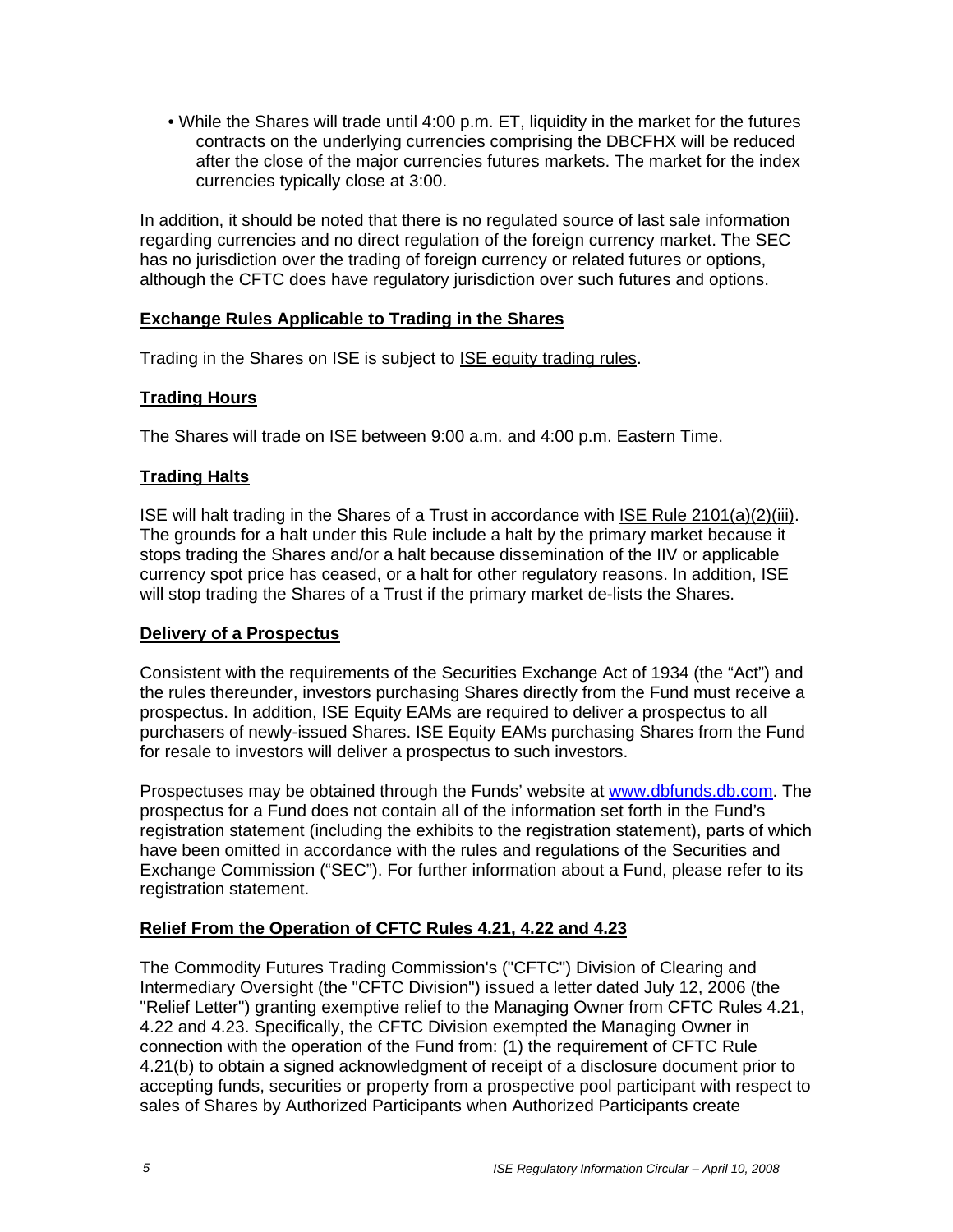- While the Shares will trade until 4:00 p.m. ET, liquidity in the market for the futures contracts on the underlying currencies comprising the DBCFHX will be reduced after the close of the major currencies futures markets. The market for the index currencies typically close at 3:00.

In addition, it should be noted that there is no regulated source of last sale information regarding currencies and no direct regulation of the foreign currency market. The SEC has no jurisdiction over the trading of foreign currency or related futures or options, although the CFTC does have regulatory jurisdiction over such futures and options.

## Exchange Rules Applicable to Trading in the Shares

Trading in the Shares on ISE is subject to ISE equity trading rules.

## Trading Hours

The Shares will trade on ISE between 9:00 a.m. and 4:00 p.m. Eastern Time.

## Trading Halts

ISE will halt trading in the Shares of a Trust in accordance with ISE Rule 2101(a)(2)(iii). The grounds for a halt under this Rule include a halt by the primary market because it stops trading the Shares and/or a halt because dissemination of the IIV or applicable currency spot price has ceased, or a halt for other regulatory reasons. In addition, ISE will stop trading the Shares of a Trust if the primary market de-lists the Shares.

## Delivery of a Prospectus

Consistent with the requirements of the Securities Exchange Act of 1934 (the "Act") and the rules thereunder, investors purchasing Shares directly from the Fund must receive a prospectus. In addition, ISE Equity EAMs are required to deliver a prospectus to all purchasers of newly-issued Shares. ISE Equity EAMs purchasing Shares from the Fund for resale to investors will deliver a prospectus to such investors.

Prospectuses may be obtained through the Funds' website at www.dbfunds.db.com. The prospectus for a Fund does not contain all of the information set forth in the Fund's registration statement (including the exhibits to the registration statement), parts of which have been omitted in accordance with the rules and regulations of the Securities and Exchange Commission ("SEC"). For further information about a Fund, please refer to its registration statement.

## Relief From the Operation of CFTC Rules 4.21, 4.22 and 4.23

The Commodity Futures Trading Commission's ("CFTC") Division of Clearing and Intermediary Oversight (the "CFTC Division") issued a letter dated July 12, 2006 (the "Relief Letter") granting exemptive relief to the Managing Owner from CFTC Rules 4.21, 4.22 and 4.23. Specifically, the CFTC Division exempted the Managing Owner in connection with the operation of the Fund from: (1) the requirement of CFTC Rule 4.21(b) to obtain a signed acknowledgment of receipt of a disclosure document prior to accepting funds, securities or property from a prospective pool participant with respect to sales of Shares by Authorized Participants when Authorized Participants create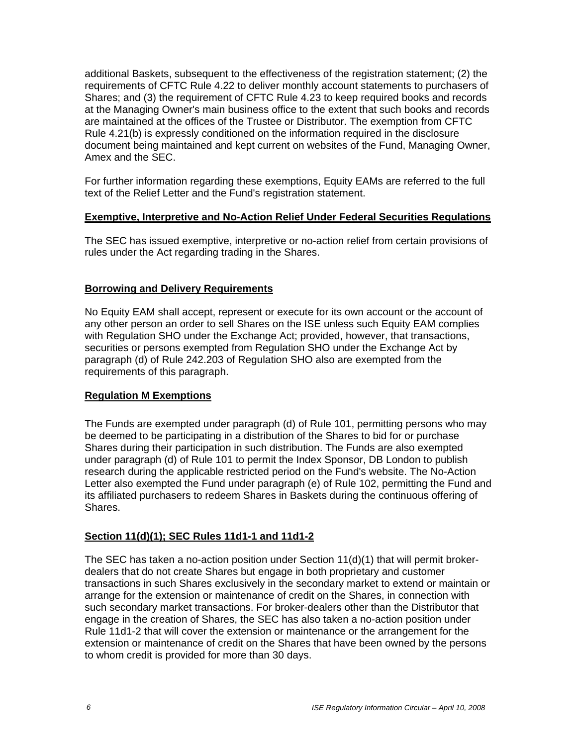additional Baskets, subsequent to the effectiveness of the registration statement; (2) the requirements of CFTC Rule 4.22 to deliver monthly account statements to purchasers of Shares; and (3) the requirement of CFTC Rule 4.23 to keep required books and records at the Managing Owner's main business office to the extent that such books and records are maintained at the offices of the Trustee or Distributor. The exemption from CFTC Rule 4.21(b) is expressly conditioned on the information required in the disclosure document being maintained and kept current on websites of the Fund, Managing Owner, Amex and the SEC.

For further information regarding these exemptions, Equity EAMs are referred to the full text of the Relief Letter and the Fund's registration statement.

**Exemptive, Interpretive and No-Action Relief Under Federal Securities Regulations**

The SEC has issued exemptive, interpretive or no-action relief from certain provisions of rules under the Act regarding trading in the Shares.

**Borrowing and Delivery Requirements**

No Equity EAM shall accept, represent or execute for its own account or the account of any other person an order to sell Shares on the ISE unless such Equity EAM complies with Regulation SHO under the Exchange Act; provided, however, that transactions, securities or persons exempted from Regulation SHO under the Exchange Act by paragraph (d) of Rule 242.203 of Regulation SHO also are exempted from the requirements of this paragraph.

**Regulation M Exemptions**

The Funds are exempted under paragraph (d) of Rule 101, permitting persons who may be deemed to be participating in a distribution of the Shares to bid for or purchase Shares during their participation in such distribution. The Funds are also exempted under paragraph (d) of Rule 101 to permit the Index Sponsor, DB London to publish research during the applicable restricted period on the Fund's website. The No-Action Letter also exempted the Fund under paragraph (e) of Rule 102, permitting the Fund and its affiliated purchasers to redeem Shares in Baskets during the continuous offering of Shares.

**Section 11(d)(1); SEC Rules 11d1-1 and 11d1-2**

The SEC has taken a no-action position under Section 11(d)(1) that will permit broker-dealers that do not create Shares but engage in both proprietary and customer transactions in such Shares exclusively in the secondary market to extend or maintain or arrange for the extension or maintenance of credit on the Shares, in connection with such secondary market transactions. For broker-dealers other than the Distributor that engage in the creation of Shares, the SEC has also taken a no-action position under Rule 11d1-2 that will cover the extension or maintenance or the arrangement for the extension or maintenance of credit on the Shares that have been owned by the persons to whom credit is provided for more than 30 days.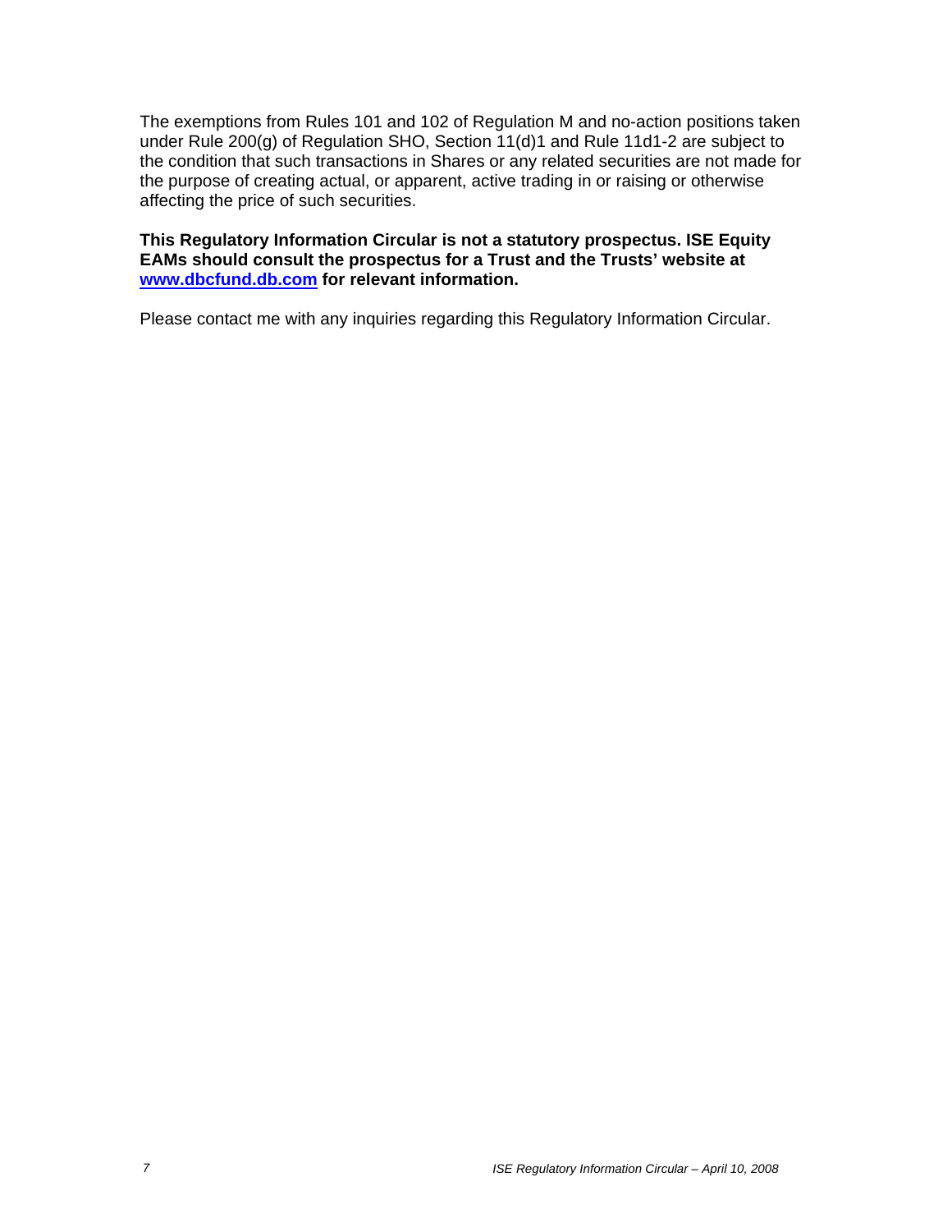The exemptions from Rules 101 and 102 of Regulation M and no-action positions taken under Rule 200(g) of Regulation SHO, Section 11(d)1 and Rule 11d1-2 are subject to the condition that such transactions in Shares or any related securities are not made for the purpose of creating actual, or apparent, active trading in or raising or otherwise affecting the price of such securities.

**This Regulatory Information Circular is not a statutory prospectus. ISE Equity EAMs should consult the prospectus for a Trust and the Trusts' website at [www.dbcfund.db.com](http://www.dbcfund.db.com) for relevant information.**

Please contact me with any inquiries regarding this Regulatory Information Circular.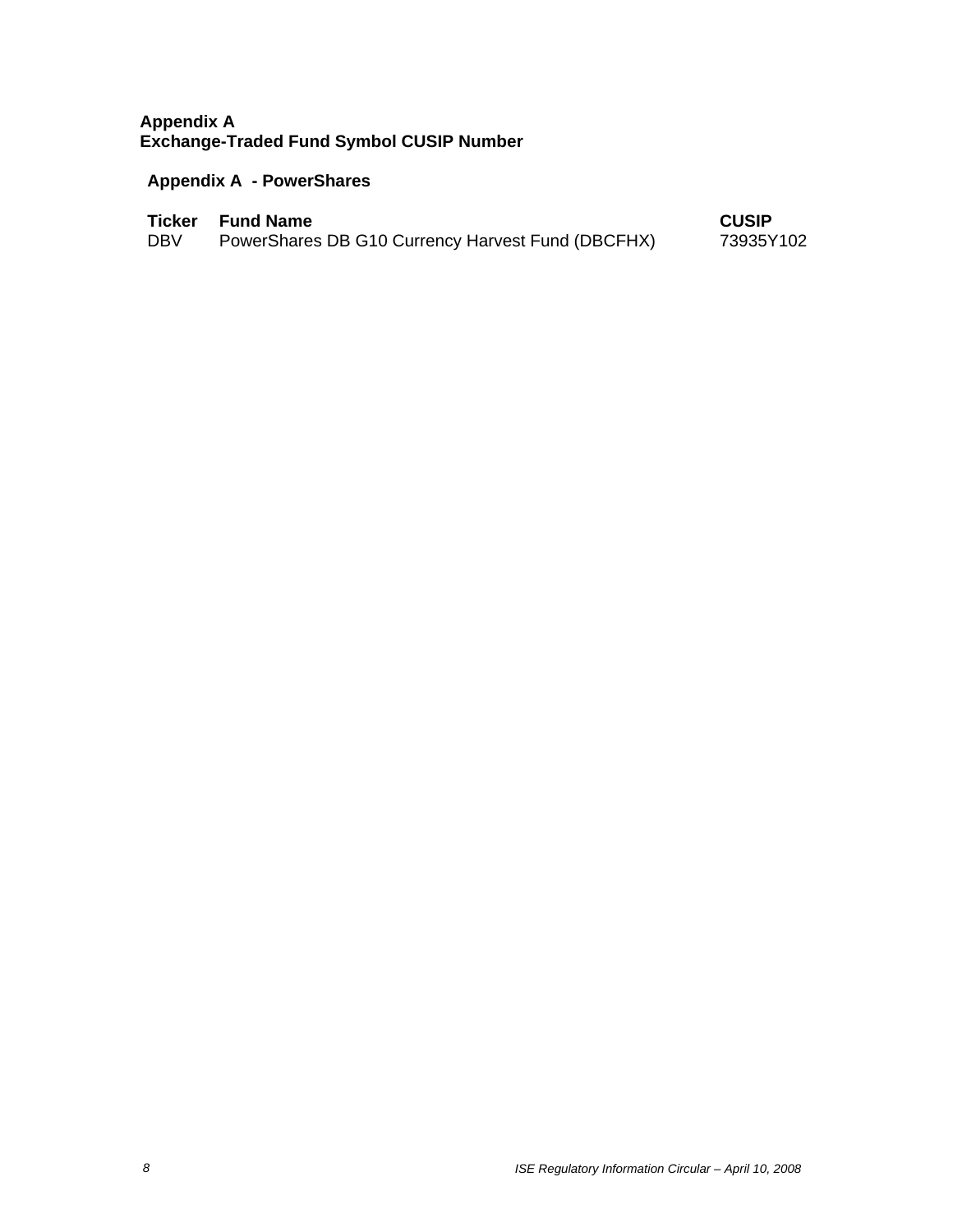**Appendix A**
**Exchange-Traded Fund Symbol CUSIP Number**

**Appendix A - PowerShares**

| Ticker | Fund Name | CUSIP |
|---|---|---|
| DBV | PowerShares DB G10 Currency Harvest Fund (DBCFHX) | 73935Y102 |